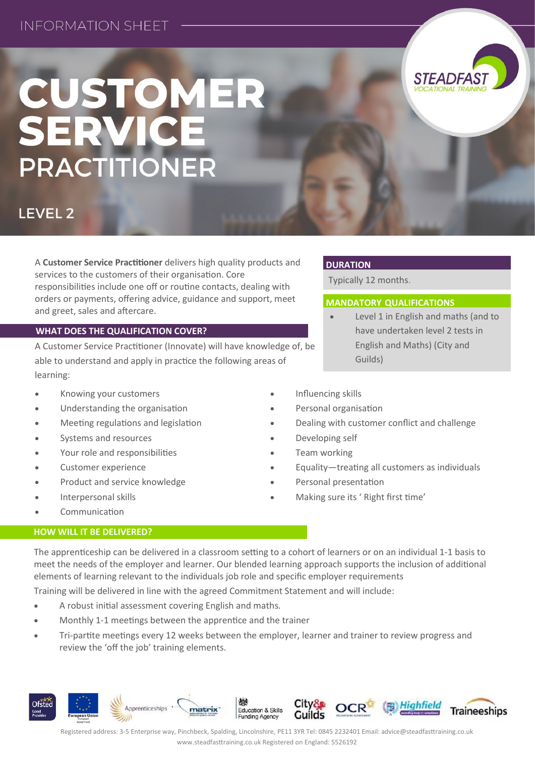INFORMATION SHEET

# CUSTOMER SERVICE PRACTITIONER

## LEVEL 2

A **Customer Service Practitioner** delivers high quality products and services to the customers of their organisation. Core responsibilities include one off or routine contacts, dealing with orders or payments, offering advice, guidance and support, meet and greet, sales and aftercare.

### DURATION

Typically 12 months.

### MANDATORY QUALIFICATIONS

- Level 1 in English and maths (and to have undertaken level 2 tests in English and Maths) (City and Guilds)

### WHAT DOES THE QUALIFICATION COVER?

A Customer Service Practitioner (Innovate) will have knowledge of, be able to understand and apply in practice the following areas of learning:

- Knowing your customers
- Understanding the organisation
- Meeting regulations and legislation
- Systems and resources
- Your role and responsibilities
- Customer experience
- Product and service knowledge
- Interpersonal skills
- Communication
- Influencing skills
- Personal organisation
- Dealing with customer conflict and challenge
- Developing self
- Team working
- Equality—treating all customers as individuals
- Personal presentation
- Making sure its ' Right first time'

### HOW WILL IT BE DELIVERED?

The apprenticeship can be delivered in a classroom setting to a cohort of learners or on an individual 1-1 basis to meet the needs of the employer and learner. Our blended learning approach supports the inclusion of additional elements of learning relevant to the individuals job role and specific employer requirements

Training will be delivered in line with the agreed Commitment Statement and will include:

- A robust initial assessment covering English and maths.
- Monthly 1-1 meetings between the apprentice and the trainer
- Tri-partite meetings every 12 weeks between the employer, learner and trainer to review progress and review the 'off the job' training elements.

Registered address: 3-5 Enterprise way, Pinchbeck, Spalding, Lincolnshire, PE11 3YR Tel: 0845 2232401 Email: advice@steadfasttraining.co.uk www.steadfasttraining.co.uk Registered on England: 5526192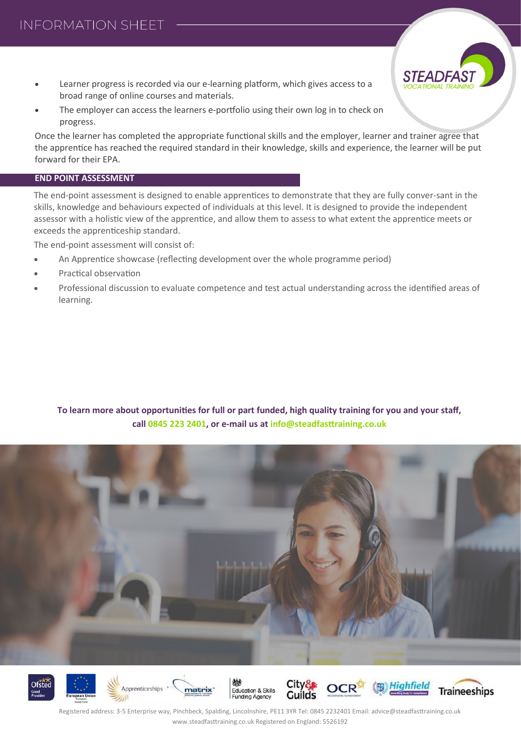- Learner progress is recorded via our e-learning platform, which gives access to a broad range of online courses and materials.
- The employer can access the learners e-portfolio using their own log in to check on progress.

Once the learner has completed the appropriate functional skills and the employer, learner and trainer agree that the apprentice has reached the required standard in their knowledge, skills and experience, the learner will be put forward for their EPA.

## END POINT ASSESSMENT

The end-point assessment is designed to enable apprentices to demonstrate that they are fully conver-sant in the skills, knowledge and behaviours expected of individuals at this level. It is designed to provide the independent assessor with a holistic view of the apprentice, and allow them to assess to what extent the apprentice meets or exceeds the apprenticeship standard.

The end-point assessment will consist of:

- An Apprentice showcase (reflecting development over the whole programme period)
- Practical observation
- Professional discussion to evaluate competence and test actual understanding across the identified areas of learning.

**To learn more about opportunities for full or part funded, high quality training for you and your staff, call 0845 223 2401, or e-mail us at info@steadfasttraining.co.uk**

Registered address: 3-5 Enterprise way, Pinchbeck, Spalding, Lincolnshire, PE11 3YR Tel: 0845 2232401 Email: advice@steadfasttraining.co.uk www.steadfasttraining.co.uk Registered on England: 5526192